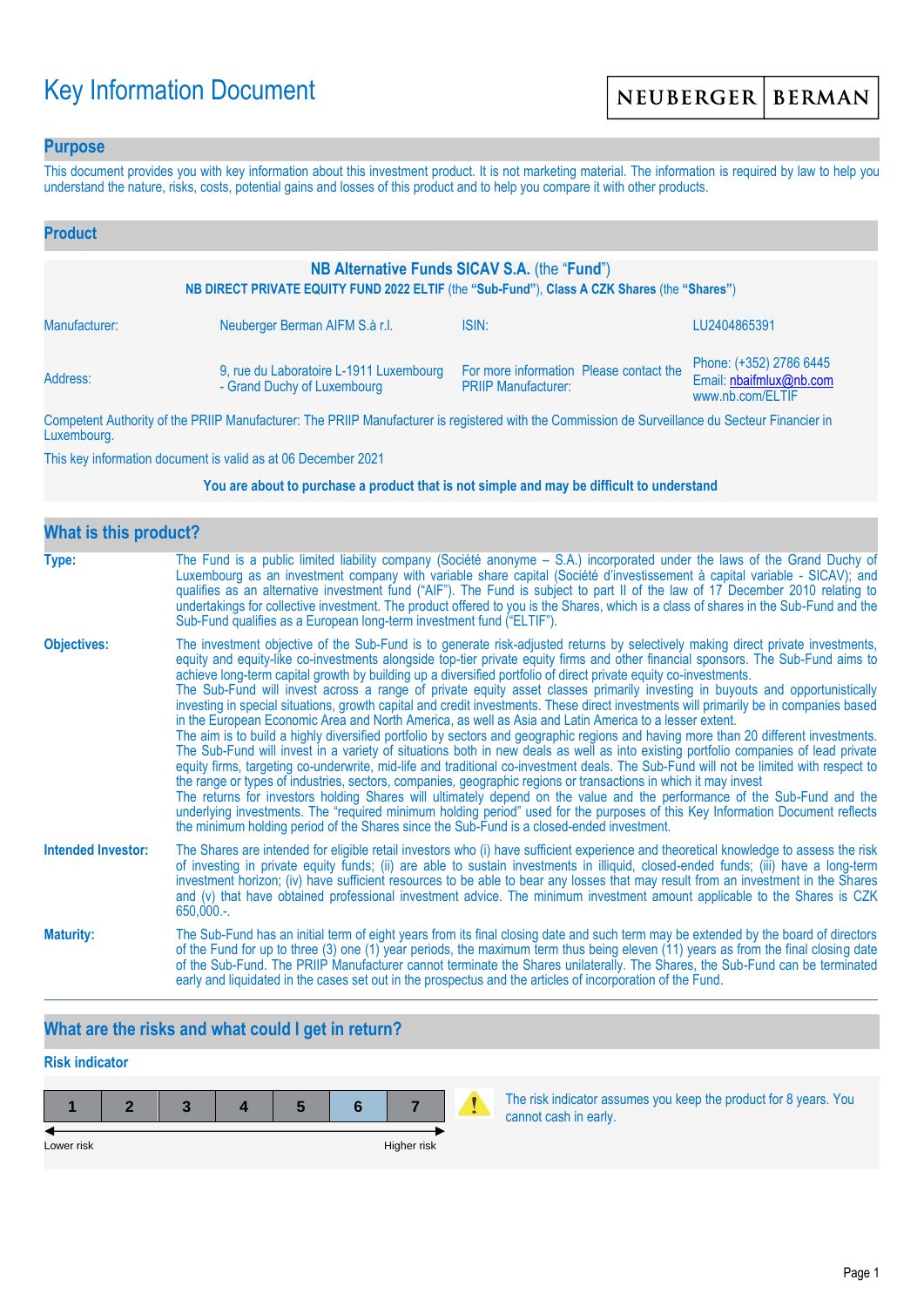# Key Information Document

NEUBERGER | BERMAN

## Purpose

This document provides you with key information about this investment product. It is not marketing material. The information is required by law to help you understand the nature, risks, costs, potential gains and losses of this product and to help you compare it with other products.

## Product

**NB Alternative Funds SICAV S.A.** (the "**Fund**")

**NB DIRECT PRIVATE EQUITY FUND 2022 ELTIF** (the **"Sub-Fund"**), **Class A CZK Shares** (the **"Shares"**)

| | | | |
|---|---|---|---|
| Manufacturer: | Neuberger Berman AIFM S.à r.l. | ISIN: | LU2404865391 |
| Address: | 9, rue du Laboratoire L-1911 Luxembourg - Grand Duchy of Luxembourg | For more information Please contact the PRIIP Manufacturer: | Phone: (+352) 2786 6445<br>Email: nbaifmlux@nb.com<br>www.nb.com/ELTIF |

Competent Authority of the PRIIP Manufacturer: The PRIIP Manufacturer is registered with the Commission de Surveillance du Secteur Financier in Luxembourg.

This key information document is valid as at 06 December 2021

**You are about to purchase a product that is not simple and may be difficult to understand**

## What is this product?

**Type:** The Fund is a public limited liability company (Société anonyme – S.A.) incorporated under the laws of the Grand Duchy of Luxembourg as an investment company with variable share capital (Société d'investissement à capital variable - SICAV); and qualifies as an alternative investment fund ("AIF"). The Fund is subject to part II of the law of 17 December 2010 relating to undertakings for collective investment. The product offered to you is the Shares, which is a class of shares in the Sub-Fund and the Sub-Fund qualifies as a European long-term investment fund ("ELTIF").

**Objectives:** The investment objective of the Sub-Fund is to generate risk-adjusted returns by selectively making direct private investments, equity and equity-like co-investments alongside top-tier private equity firms and other financial sponsors. The Sub-Fund aims to achieve long-term capital growth by building up a diversified portfolio of direct private equity co-investments.
The Sub-Fund will invest across a range of private equity asset classes primarily investing in buyouts and opportunistically investing in special situations, growth capital and credit investments. These direct investments will primarily be in companies based in the European Economic Area and North America, as well as Asia and Latin America to a lesser extent.
The aim is to build a highly diversified portfolio by sectors and geographic regions and having more than 20 different investments. The Sub-Fund will invest in a variety of situations both in new deals as well as into existing portfolio companies of lead private equity firms, targeting co-underwrite, mid-life and traditional co-investment deals. The Sub-Fund will not be limited with respect to the range or types of industries, sectors, companies, geographic regions or transactions in which it may invest
The returns for investors holding Shares will ultimately depend on the value and the performance of the Sub-Fund and the underlying investments. The "required minimum holding period" used for the purposes of this Key Information Document reflects the minimum holding period of the Shares since the Sub-Fund is a closed-ended investment.

**Intended Investor:** The Shares are intended for eligible retail investors who (i) have sufficient experience and theoretical knowledge to assess the risk of investing in private equity funds; (ii) are able to sustain investments in illiquid, closed-ended funds; (iii) have a long-term investment horizon; (iv) have sufficient resources to be able to bear any losses that may result from an investment in the Shares and (v) that have obtained professional investment advice. The minimum investment amount applicable to the Shares is CZK 650,000.-.

**Maturity:** The Sub-Fund has an initial term of eight years from its final closing date and such term may be extended by the board of directors of the Fund for up to three (3) one (1) year periods, the maximum term thus being eleven (11) years as from the final closing date of the Sub-Fund. The PRIIP Manufacturer cannot terminate the Shares unilaterally. The Shares, the Sub-Fund can be terminated early and liquidated in the cases set out in the prospectus and the articles of incorporation of the Fund.

## What are the risks and what could I get in return?

### Risk indicator

| 1 | 2 | 3 | 4 | 5 | **6** | 7 |
|---|---|---|---|---|---|---|

Lower risk ← → Higher risk

The risk indicator assumes you keep the product for 8 years. You cannot cash in early.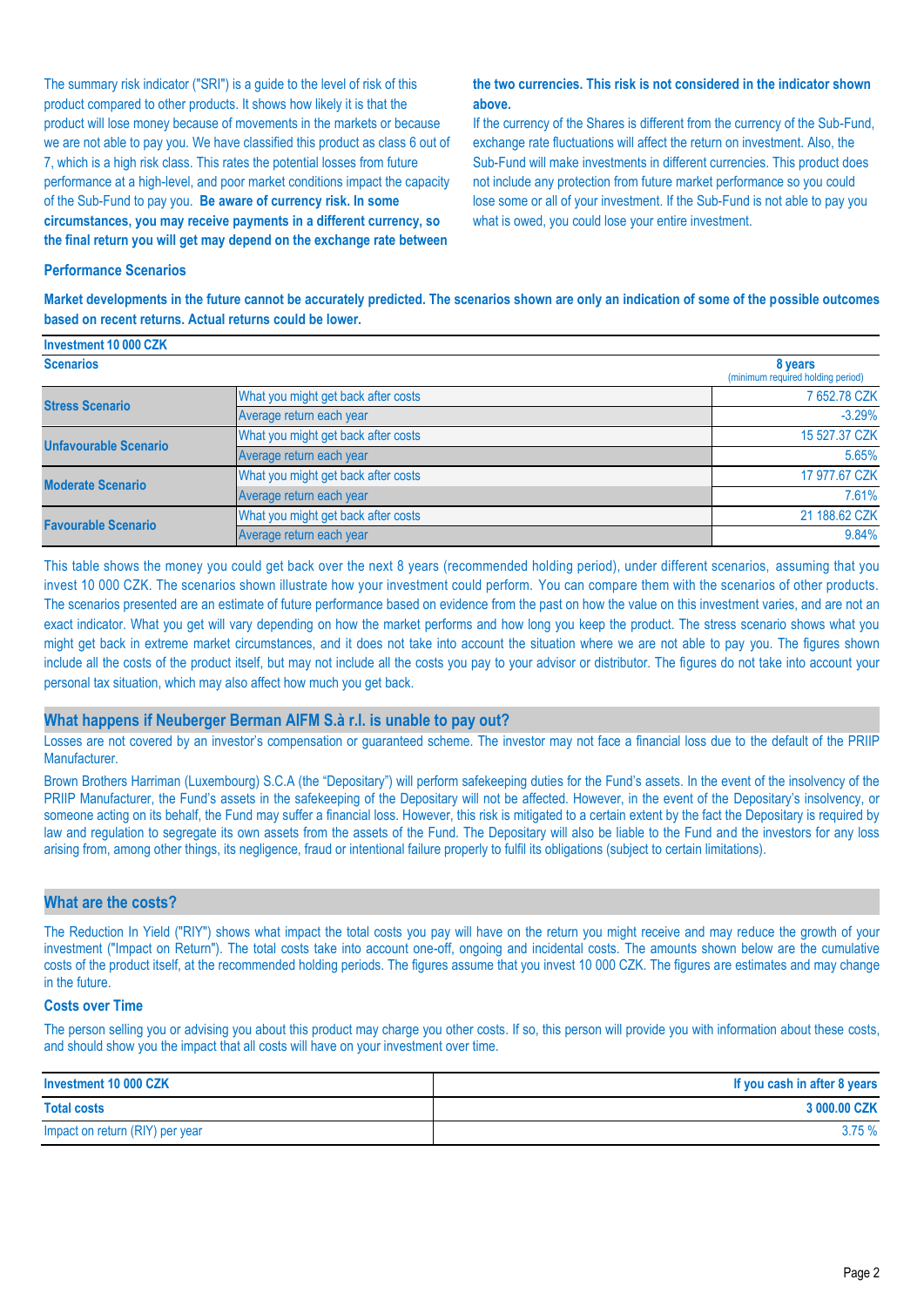The summary risk indicator ("SRI") is a guide to the level of risk of this product compared to other products. It shows how likely it is that the product will lose money because of movements in the markets or because we are not able to pay you. We have classified this product as class 6 out of 7, which is a high risk class. This rates the potential losses from future performance at a high-level, and poor market conditions impact the capacity of the Sub-Fund to pay you. **Be aware of currency risk. In some circumstances, you may receive payments in a different currency, so the final return you will get may depend on the exchange rate between the two currencies. This risk is not considered in the indicator shown above.**

If the currency of the Shares is different from the currency of the Sub-Fund, exchange rate fluctuations will affect the return on investment. Also, the Sub-Fund will make investments in different currencies. This product does not include any protection from future market performance so you could lose some or all of your investment. If the Sub-Fund is not able to pay you what is owed, you could lose your entire investment.

### Performance Scenarios

**Market developments in the future cannot be accurately predicted. The scenarios shown are only an indication of some of the possible outcomes based on recent returns. Actual returns could be lower.**

| Investment 10 000 CZK | | |
|---|---|---|
| **Scenarios** | | **8 years** (minimum required holding period) |
| **Stress Scenario** | What you might get back after costs | 7 652.78 CZK |
| | Average return each year | -3.29% |
| **Unfavourable Scenario** | What you might get back after costs | 15 527.37 CZK |
| | Average return each year | 5.65% |
| **Moderate Scenario** | What you might get back after costs | 17 977.67 CZK |
| | Average return each year | 7.61% |
| **Favourable Scenario** | What you might get back after costs | 21 188.62 CZK |
| | Average return each year | 9.84% |

This table shows the money you could get back over the next 8 years (recommended holding period), under different scenarios, assuming that you invest 10 000 CZK. The scenarios shown illustrate how your investment could perform. You can compare them with the scenarios of other products. The scenarios presented are an estimate of future performance based on evidence from the past on how the value on this investment varies, and are not an exact indicator. What you get will vary depending on how the market performs and how long you keep the product. The stress scenario shows what you might get back in extreme market circumstances, and it does not take into account the situation where we are not able to pay you. The figures shown include all the costs of the product itself, but may not include all the costs you pay to your advisor or distributor. The figures do not take into account your personal tax situation, which may also affect how much you get back.

## What happens if Neuberger Berman AIFM S.à r.l. is unable to pay out?

Losses are not covered by an investor's compensation or guaranteed scheme. The investor may not face a financial loss due to the default of the PRIIP Manufacturer.

Brown Brothers Harriman (Luxembourg) S.C.A (the "Depositary") will perform safekeeping duties for the Fund's assets. In the event of the insolvency of the PRIIP Manufacturer, the Fund's assets in the safekeeping of the Depositary will not be affected. However, in the event of the Depositary's insolvency, or someone acting on its behalf, the Fund may suffer a financial loss. However, this risk is mitigated to a certain extent by the fact the Depositary is required by law and regulation to segregate its own assets from the assets of the Fund. The Depositary will also be liable to the Fund and the investors for any loss arising from, among other things, its negligence, fraud or intentional failure properly to fulfil its obligations (subject to certain limitations).

## What are the costs?

The Reduction In Yield ("RIY") shows what impact the total costs you pay will have on the return you might receive and may reduce the growth of your investment ("Impact on Return"). The total costs take into account one-off, ongoing and incidental costs. The amounts shown below are the cumulative costs of the product itself, at the recommended holding periods. The figures assume that you invest 10 000 CZK. The figures are estimates and may change in the future.

### Costs over Time

The person selling you or advising you about this product may charge you other costs. If so, this person will provide you with information about these costs, and should show you the impact that all costs will have on your investment over time.

| Investment 10 000 CZK | If you cash in after 8 years |
|---|---|
| **Total costs** | **3 000.00 CZK** |
| Impact on return (RIY) per year | 3.75 % |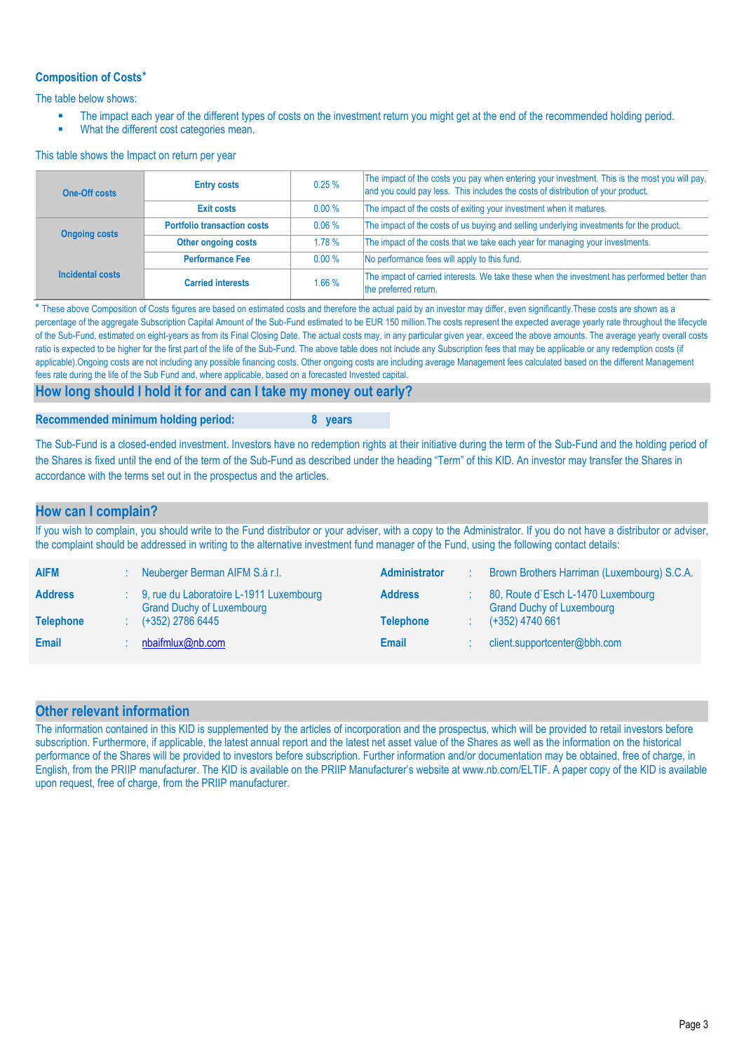## Composition of Costs*

The table below shows:

- The impact each year of the different types of costs on the investment return you might get at the end of the recommended holding period.
- What the different cost categories mean.

This table shows the Impact on return per year

| | | | |
|---|---|---|---|
| **One-Off costs** | **Entry costs** | 0.25 % | The impact of the costs you pay when entering your investment. This is the most you will pay, and you could pay less. This includes the costs of distribution of your product. |
| | **Exit costs** | 0.00 % | The impact of the costs of exiting your investment when it matures. |
| **Ongoing costs** | **Portfolio transaction costs** | 0.06 % | The impact of the costs of us buying and selling underlying investments for the product. |
| | **Other ongoing costs** | 1.78 % | The impact of the costs that we take each year for managing your investments. |
| **Incidental costs** | **Performance Fee** | 0.00 % | No performance fees will apply to this fund. |
| | **Carried interests** | 1.66 % | The impact of carried interests. We take these when the investment has performed better than the preferred return. |

* These above Composition of Costs figures are based on estimated costs and therefore the actual paid by an investor may differ, even significantly.These costs are shown as a percentage of the aggregate Subscription Capital Amount of the Sub-Fund estimated to be EUR 150 million.The costs represent the expected average yearly rate throughout the lifecycle of the Sub-Fund, estimated on eight-years as from its Final Closing Date. The actual costs may, in any particular given year, exceed the above amounts. The average yearly overall costs ratio is expected to be higher for the first part of the life of the Sub-Fund. The above table does not include any Subscription fees that may be applicable or any redemption costs (if applicable).Ongoing costs are not including any possible financing costs. Other ongoing costs are including average Management fees calculated based on the different Management fees rate during the life of the Sub Fund and, where applicable, based on a forecasted Invested capital.

## How long should I hold it for and can I take my money out early?

**Recommended minimum holding period:** **8 years**

The Sub-Fund is a closed-ended investment. Investors have no redemption rights at their initiative during the term of the Sub-Fund and the holding period of the Shares is fixed until the end of the term of the Sub-Fund as described under the heading “Term” of this KID. An investor may transfer the Shares in accordance with the terms set out in the prospectus and the articles.

## How can I complain?

If you wish to complain, you should write to the Fund distributor or your adviser, with a copy to the Administrator. If you do not have a distributor or adviser, the complaint should be addressed in writing to the alternative investment fund manager of the Fund, using the following contact details:

| | | | |
|---|---|---|---|
| **AIFM** | Neuberger Berman AIFM S.à r.l. | **Administrator** | Brown Brothers Harriman (Luxembourg) S.C.A. |
| **Address** | 9, rue du Laboratoire L-1911 Luxembourg Grand Duchy of Luxembourg | **Address** | 80, Route d`Esch L-1470 Luxembourg Grand Duchy of Luxembourg |
| **Telephone** | (+352) 2786 6445 | **Telephone** | (+352) 4740 661 |
| **Email** | nbaifmlux@nb.com | **Email** | client.supportcenter@bbh.com |

## Other relevant information

The information contained in this KID is supplemented by the articles of incorporation and the prospectus, which will be provided to retail investors before subscription. Furthermore, if applicable, the latest annual report and the latest net asset value of the Shares as well as the information on the historical performance of the Shares will be provided to investors before subscription. Further information and/or documentation may be obtained, free of charge, in English, from the PRIIP manufacturer. The KID is available on the PRIIP Manufacturer’s website at www.nb.com/ELTIF. A paper copy of the KID is available upon request, free of charge, from the PRIIP manufacturer.